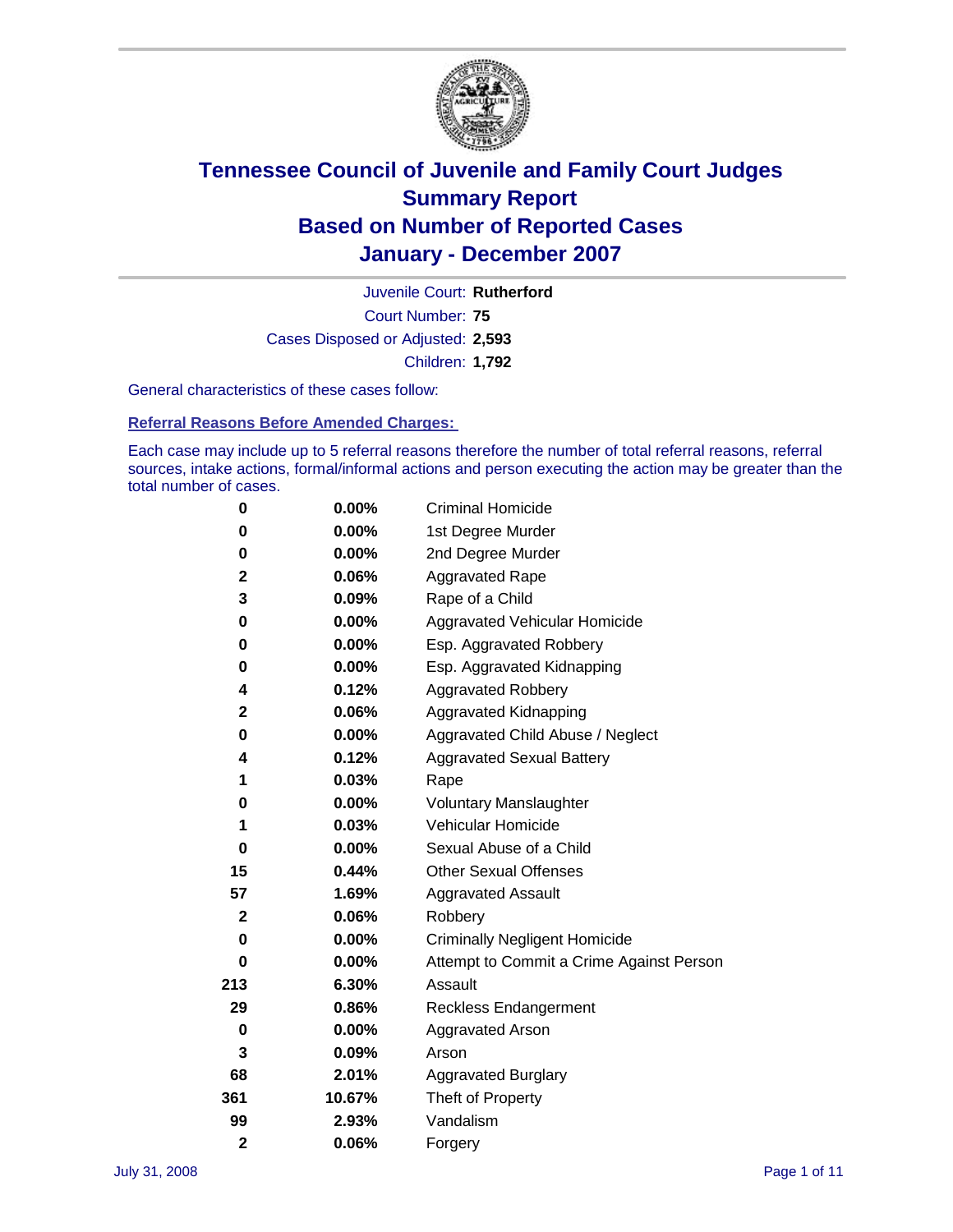# Tennessee Council of Juvenile and Family Court Judges
## Summary Report
## Based on Number of Reported Cases
## January - December 2007

Juvenile Court: **Rutherford**

Court Number: **75**

Cases Disposed or Adjusted: **2,593**

Children: **1,792**

General characteristics of these cases follow:

### Referral Reasons Before Amended Charges:

Each case may include up to 5 referral reasons therefore the number of total referral reasons, referral sources, intake actions, formal/informal actions and person executing the action may be greater than the total number of cases.

| | | |
|---|---|---|
| 0 | 0.00% | Criminal Homicide |
| 0 | 0.00% | 1st Degree Murder |
| 0 | 0.00% | 2nd Degree Murder |
| 2 | 0.06% | Aggravated Rape |
| 3 | 0.09% | Rape of a Child |
| 0 | 0.00% | Aggravated Vehicular Homicide |
| 0 | 0.00% | Esp. Aggravated Robbery |
| 0 | 0.00% | Esp. Aggravated Kidnapping |
| 4 | 0.12% | Aggravated Robbery |
| 2 | 0.06% | Aggravated Kidnapping |
| 0 | 0.00% | Aggravated Child Abuse / Neglect |
| 4 | 0.12% | Aggravated Sexual Battery |
| 1 | 0.03% | Rape |
| 0 | 0.00% | Voluntary Manslaughter |
| 1 | 0.03% | Vehicular Homicide |
| 0 | 0.00% | Sexual Abuse of a Child |
| 15 | 0.44% | Other Sexual Offenses |
| 57 | 1.69% | Aggravated Assault |
| 2 | 0.06% | Robbery |
| 0 | 0.00% | Criminally Negligent Homicide |
| 0 | 0.00% | Attempt to Commit a Crime Against Person |
| 213 | 6.30% | Assault |
| 29 | 0.86% | Reckless Endangerment |
| 0 | 0.00% | Aggravated Arson |
| 3 | 0.09% | Arson |
| 68 | 2.01% | Aggravated Burglary |
| 361 | 10.67% | Theft of Property |
| 99 | 2.93% | Vandalism |
| 2 | 0.06% | Forgery |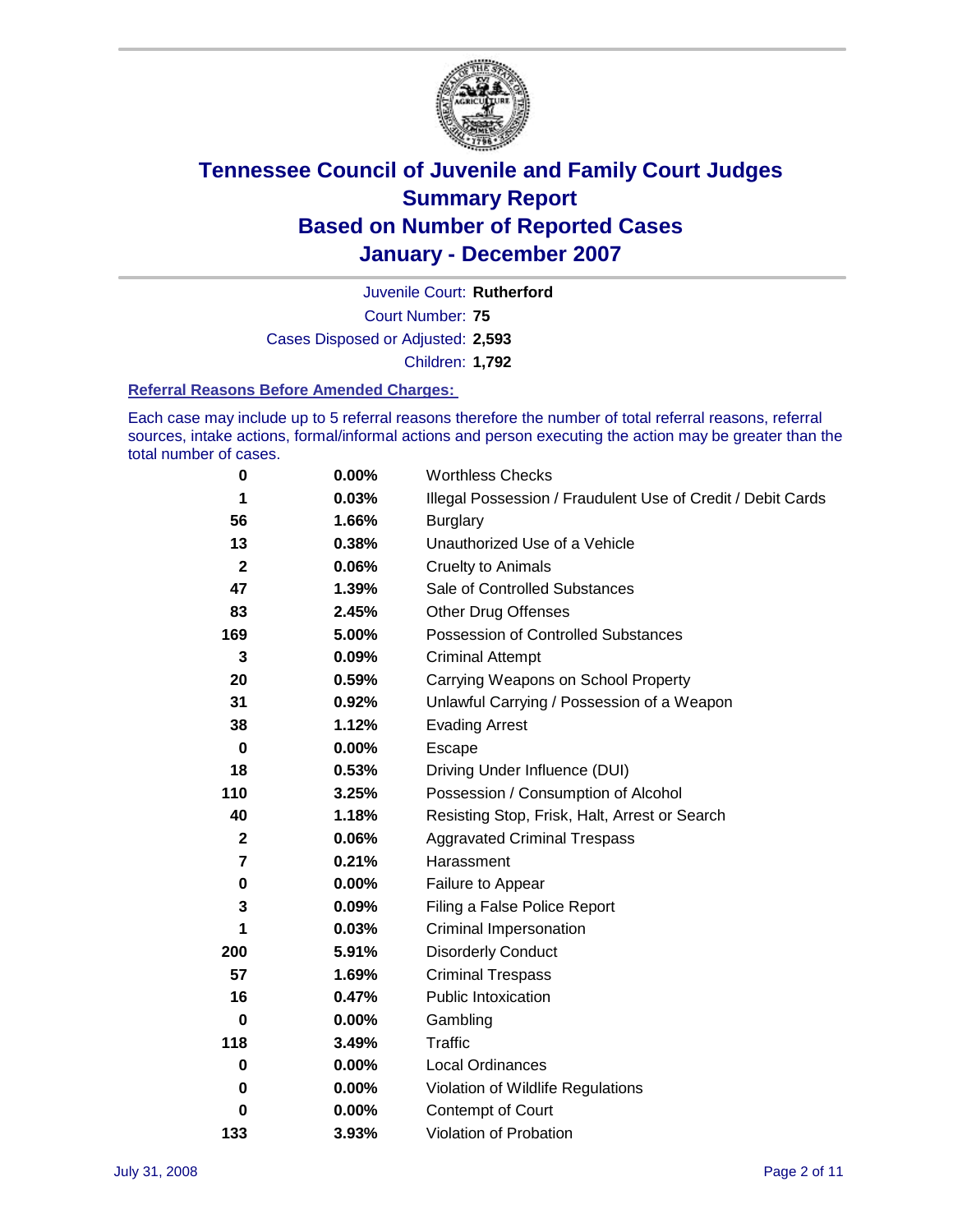# Tennessee Council of Juvenile and Family Court Judges
## Summary Report
## Based on Number of Reported Cases
## January - December 2007

Juvenile Court: **Rutherford**

Court Number: **75**

Cases Disposed or Adjusted: **2,593**

Children: **1,792**

### Referral Reasons Before Amended Charges:

Each case may include up to 5 referral reasons therefore the number of total referral reasons, referral sources, intake actions, formal/informal actions and person executing the action may be greater than the total number of cases.

| | | |
|---|---|---|
| 0 | 0.00% | Worthless Checks |
| 1 | 0.03% | Illegal Possession / Fraudulent Use of Credit / Debit Cards |
| 56 | 1.66% | Burglary |
| 13 | 0.38% | Unauthorized Use of a Vehicle |
| 2 | 0.06% | Cruelty to Animals |
| 47 | 1.39% | Sale of Controlled Substances |
| 83 | 2.45% | Other Drug Offenses |
| 169 | 5.00% | Possession of Controlled Substances |
| 3 | 0.09% | Criminal Attempt |
| 20 | 0.59% | Carrying Weapons on School Property |
| 31 | 0.92% | Unlawful Carrying / Possession of a Weapon |
| 38 | 1.12% | Evading Arrest |
| 0 | 0.00% | Escape |
| 18 | 0.53% | Driving Under Influence (DUI) |
| 110 | 3.25% | Possession / Consumption of Alcohol |
| 40 | 1.18% | Resisting Stop, Frisk, Halt, Arrest or Search |
| 2 | 0.06% | Aggravated Criminal Trespass |
| 7 | 0.21% | Harassment |
| 0 | 0.00% | Failure to Appear |
| 3 | 0.09% | Filing a False Police Report |
| 1 | 0.03% | Criminal Impersonation |
| 200 | 5.91% | Disorderly Conduct |
| 57 | 1.69% | Criminal Trespass |
| 16 | 0.47% | Public Intoxication |
| 0 | 0.00% | Gambling |
| 118 | 3.49% | Traffic |
| 0 | 0.00% | Local Ordinances |
| 0 | 0.00% | Violation of Wildlife Regulations |
| 0 | 0.00% | Contempt of Court |
| 133 | 3.93% | Violation of Probation |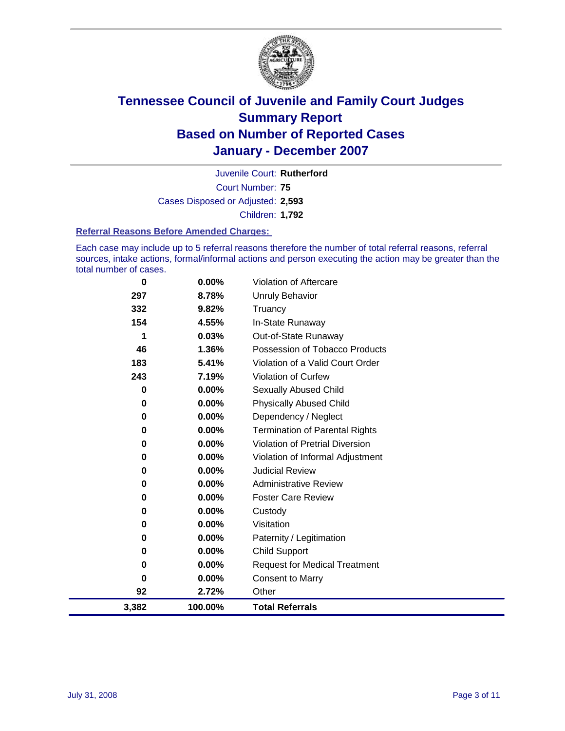# Tennessee Council of Juvenile and Family Court Judges
## Summary Report
## Based on Number of Reported Cases
## January - December 2007

Juvenile Court: **Rutherford**

Court Number: **75**

Cases Disposed or Adjusted: **2,593**

Children: **1,792**

### Referral Reasons Before Amended Charges:

Each case may include up to 5 referral reasons therefore the number of total referral reasons, referral sources, intake actions, formal/informal actions and person executing the action may be greater than the total number of cases.

| Count | Percent | Referral Reason |
|---|---|---|
| 0 | 0.00% | Violation of Aftercare |
| 297 | 8.78% | Unruly Behavior |
| 332 | 9.82% | Truancy |
| 154 | 4.55% | In-State Runaway |
| 1 | 0.03% | Out-of-State Runaway |
| 46 | 1.36% | Possession of Tobacco Products |
| 183 | 5.41% | Violation of a Valid Court Order |
| 243 | 7.19% | Violation of Curfew |
| 0 | 0.00% | Sexually Abused Child |
| 0 | 0.00% | Physically Abused Child |
| 0 | 0.00% | Dependency / Neglect |
| 0 | 0.00% | Termination of Parental Rights |
| 0 | 0.00% | Violation of Pretrial Diversion |
| 0 | 0.00% | Violation of Informal Adjustment |
| 0 | 0.00% | Judicial Review |
| 0 | 0.00% | Administrative Review |
| 0 | 0.00% | Foster Care Review |
| 0 | 0.00% | Custody |
| 0 | 0.00% | Visitation |
| 0 | 0.00% | Paternity / Legitimation |
| 0 | 0.00% | Child Support |
| 0 | 0.00% | Request for Medical Treatment |
| 0 | 0.00% | Consent to Marry |
| 92 | 2.72% | Other |
| **3,382** | **100.00%** | **Total Referrals** |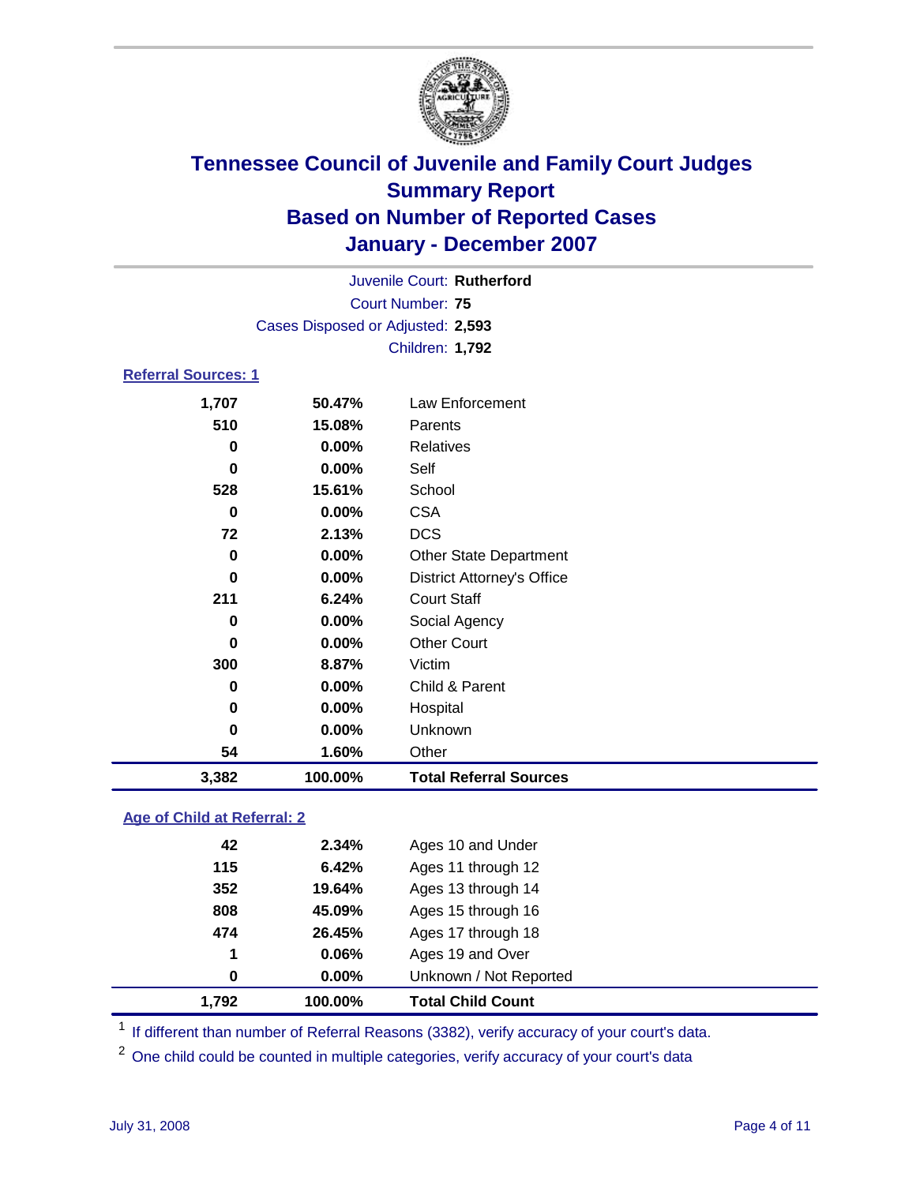# Tennessee Council of Juvenile and Family Court Judges
## Summary Report
## Based on Number of Reported Cases
## January - December 2007

Juvenile Court: **Rutherford**
Court Number: **75**
Cases Disposed or Adjusted: **2,593**
Children: **1,792**

### Referral Sources: 1

| Count | Percent | Source |
|---|---|---|
| 1,707 | 50.47% | Law Enforcement |
| 510 | 15.08% | Parents |
| 0 | 0.00% | Relatives |
| 0 | 0.00% | Self |
| 528 | 15.61% | School |
| 0 | 0.00% | CSA |
| 72 | 2.13% | DCS |
| 0 | 0.00% | Other State Department |
| 0 | 0.00% | District Attorney's Office |
| 211 | 6.24% | Court Staff |
| 0 | 0.00% | Social Agency |
| 0 | 0.00% | Other Court |
| 300 | 8.87% | Victim |
| 0 | 0.00% | Child & Parent |
| 0 | 0.00% | Hospital |
| 0 | 0.00% | Unknown |
| 54 | 1.60% | Other |
| **3,382** | **100.00%** | **Total Referral Sources** |

### Age of Child at Referral: 2

| Count | Percent | Age |
|---|---|---|
| 42 | 2.34% | Ages 10 and Under |
| 115 | 6.42% | Ages 11 through 12 |
| 352 | 19.64% | Ages 13 through 14 |
| 808 | 45.09% | Ages 15 through 16 |
| 474 | 26.45% | Ages 17 through 18 |
| 1 | 0.06% | Ages 19 and Over |
| 0 | 0.00% | Unknown / Not Reported |
| **1,792** | **100.00%** | **Total Child Count** |

[1] If different than number of Referral Reasons (3382), verify accuracy of your court's data.

[2] One child could be counted in multiple categories, verify accuracy of your court's data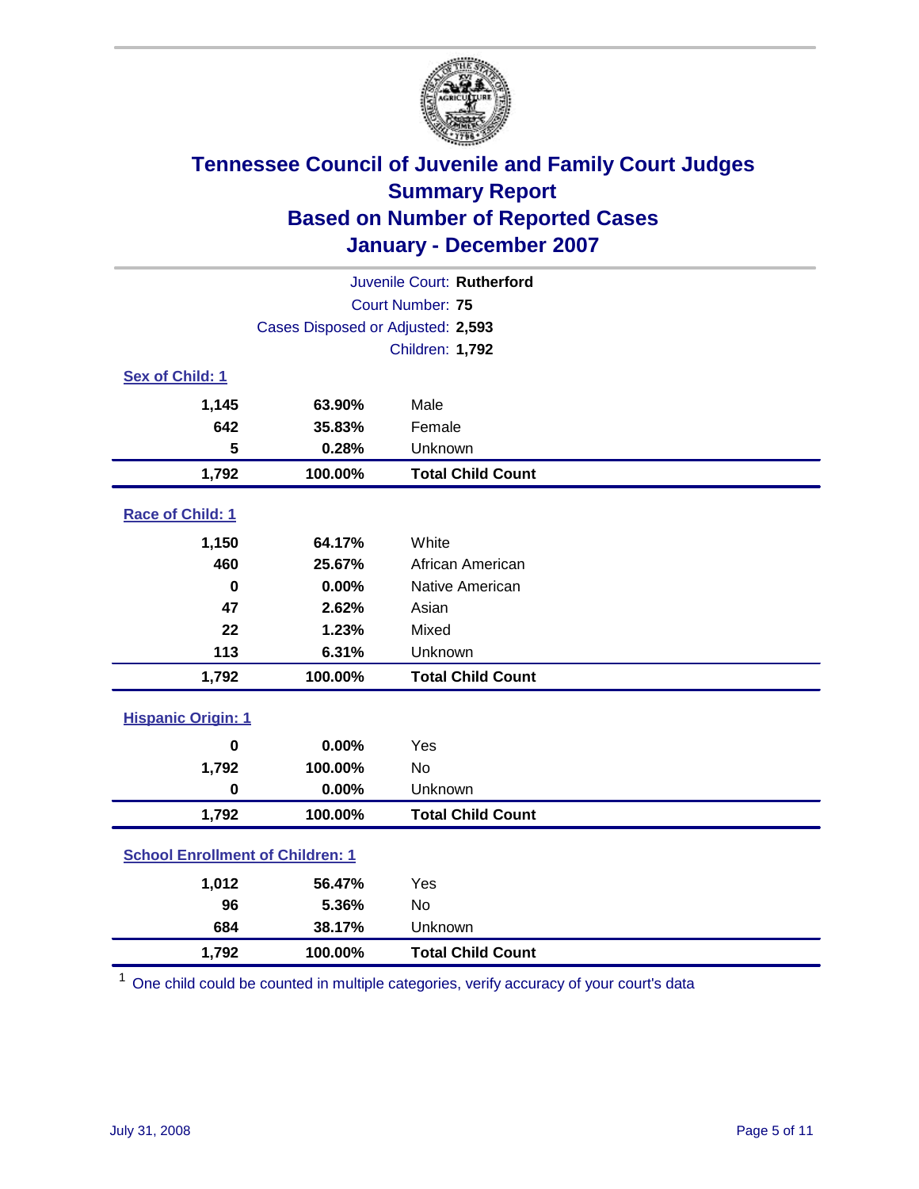# Tennessee Council of Juvenile and Family Court Judges
## Summary Report
## Based on Number of Reported Cases
## January - December 2007

Juvenile Court: **Rutherford**
Court Number: **75**
Cases Disposed or Adjusted: **2,593**
Children: **1,792**

### Sex of Child: 1

| | | |
|---|---|---|
| 1,145 | 63.90% | Male |
| 642 | 35.83% | Female |
| 5 | 0.28% | Unknown |
| **1,792** | **100.00%** | **Total Child Count** |

### Race of Child: 1

| | | |
|---|---|---|
| 1,150 | 64.17% | White |
| 460 | 25.67% | African American |
| 0 | 0.00% | Native American |
| 47 | 2.62% | Asian |
| 22 | 1.23% | Mixed |
| 113 | 6.31% | Unknown |
| **1,792** | **100.00%** | **Total Child Count** |

### Hispanic Origin: 1

| | | |
|---|---|---|
| 0 | 0.00% | Yes |
| 1,792 | 100.00% | No |
| 0 | 0.00% | Unknown |
| **1,792** | **100.00%** | **Total Child Count** |

### School Enrollment of Children: 1

| | | |
|---|---|---|
| 1,012 | 56.47% | Yes |
| 96 | 5.36% | No |
| 684 | 38.17% | Unknown |
| **1,792** | **100.00%** | **Total Child Count** |

[1] One child could be counted in multiple categories, verify accuracy of your court's data

July 31, 2008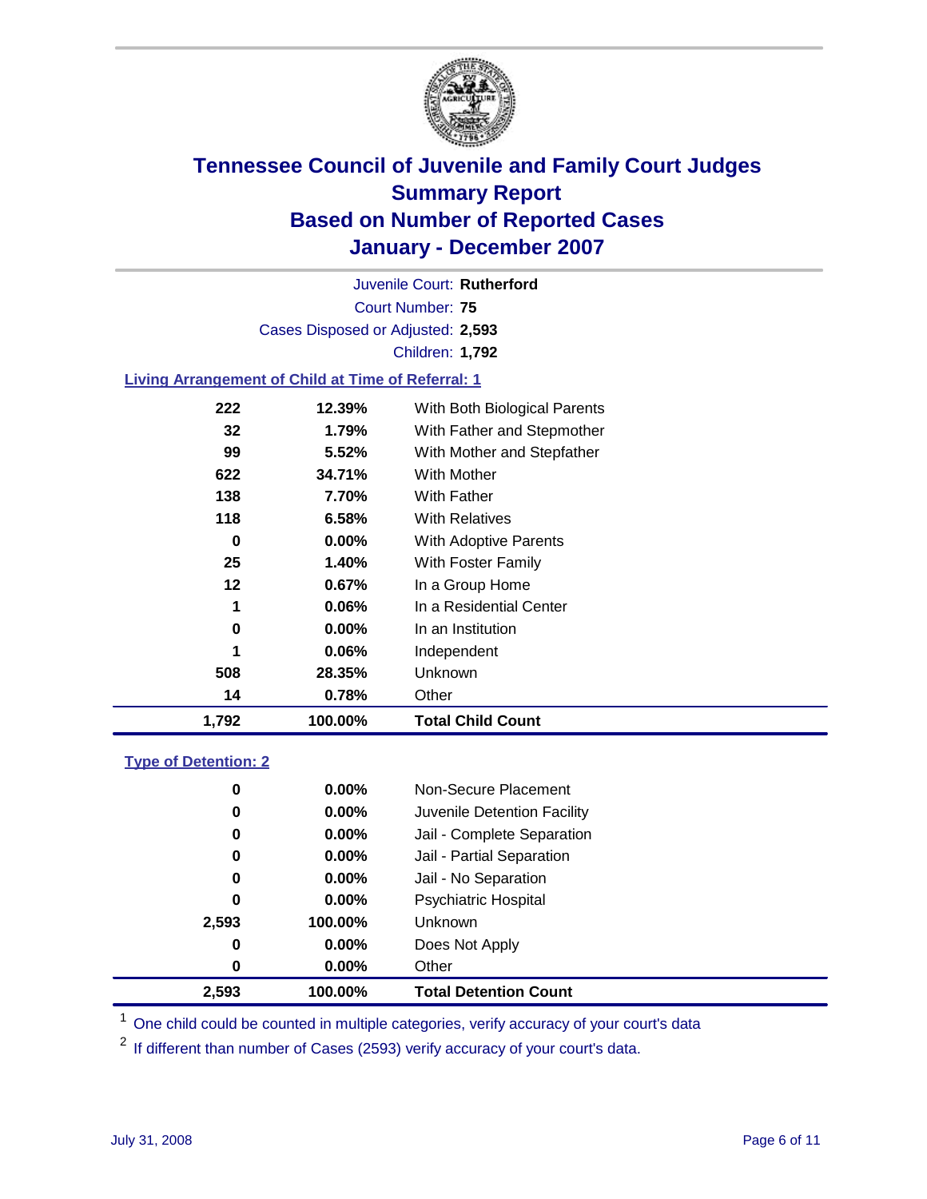# Tennessee Council of Juvenile and Family Court Judges
## Summary Report
## Based on Number of Reported Cases
## January - December 2007

Juvenile Court: **Rutherford**

Court Number: **75**

Cases Disposed or Adjusted: **2,593**

Children: **1,792**

### Living Arrangement of Child at Time of Referral: 1

| Count | Percent | Living Arrangement |
|---|---|---|
| 222 | 12.39% | With Both Biological Parents |
| 32 | 1.79% | With Father and Stepmother |
| 99 | 5.52% | With Mother and Stepfather |
| 622 | 34.71% | With Mother |
| 138 | 7.70% | With Father |
| 118 | 6.58% | With Relatives |
| 0 | 0.00% | With Adoptive Parents |
| 25 | 1.40% | With Foster Family |
| 12 | 0.67% | In a Group Home |
| 1 | 0.06% | In a Residential Center |
| 0 | 0.00% | In an Institution |
| 1 | 0.06% | Independent |
| 508 | 28.35% | Unknown |
| 14 | 0.78% | Other |
| **1,792** | **100.00%** | **Total Child Count** |

### Type of Detention: 2

| Count | Percent | Type of Detention |
|---|---|---|
| 0 | 0.00% | Non-Secure Placement |
| 0 | 0.00% | Juvenile Detention Facility |
| 0 | 0.00% | Jail - Complete Separation |
| 0 | 0.00% | Jail - Partial Separation |
| 0 | 0.00% | Jail - No Separation |
| 0 | 0.00% | Psychiatric Hospital |
| 2,593 | 100.00% | Unknown |
| 0 | 0.00% | Does Not Apply |
| 0 | 0.00% | Other |
| **2,593** | **100.00%** | **Total Detention Count** |

[1] One child could be counted in multiple categories, verify accuracy of your court's data

[2] If different than number of Cases (2593) verify accuracy of your court's data.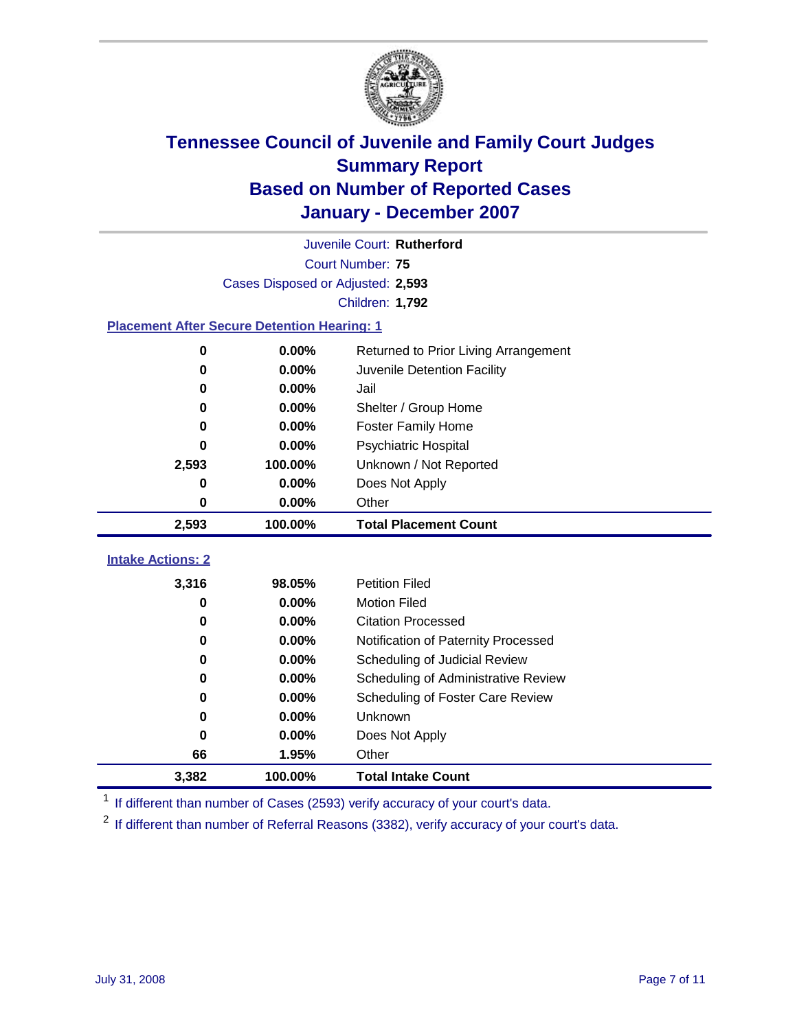# Tennessee Council of Juvenile and Family Court Judges
## Summary Report
## Based on Number of Reported Cases
## January - December 2007

Juvenile Court: **Rutherford**

Court Number: **75**

Cases Disposed or Adjusted: **2,593**

Children: **1,792**

### Placement After Secure Detention Hearing: 1

| Count | Percent | Placement |
|---|---|---|
| 0 | 0.00% | Returned to Prior Living Arrangement |
| 0 | 0.00% | Juvenile Detention Facility |
| 0 | 0.00% | Jail |
| 0 | 0.00% | Shelter / Group Home |
| 0 | 0.00% | Foster Family Home |
| 0 | 0.00% | Psychiatric Hospital |
| 2,593 | 100.00% | Unknown / Not Reported |
| 0 | 0.00% | Does Not Apply |
| 0 | 0.00% | Other |
| **2,593** | **100.00%** | **Total Placement Count** |

### Intake Actions: 2

| Count | Percent | Intake Action |
|---|---|---|
| 3,316 | 98.05% | Petition Filed |
| 0 | 0.00% | Motion Filed |
| 0 | 0.00% | Citation Processed |
| 0 | 0.00% | Notification of Paternity Processed |
| 0 | 0.00% | Scheduling of Judicial Review |
| 0 | 0.00% | Scheduling of Administrative Review |
| 0 | 0.00% | Scheduling of Foster Care Review |
| 0 | 0.00% | Unknown |
| 0 | 0.00% | Does Not Apply |
| 66 | 1.95% | Other |
| **3,382** | **100.00%** | **Total Intake Count** |

[1] If different than number of Cases (2593) verify accuracy of your court's data.

[2] If different than number of Referral Reasons (3382), verify accuracy of your court's data.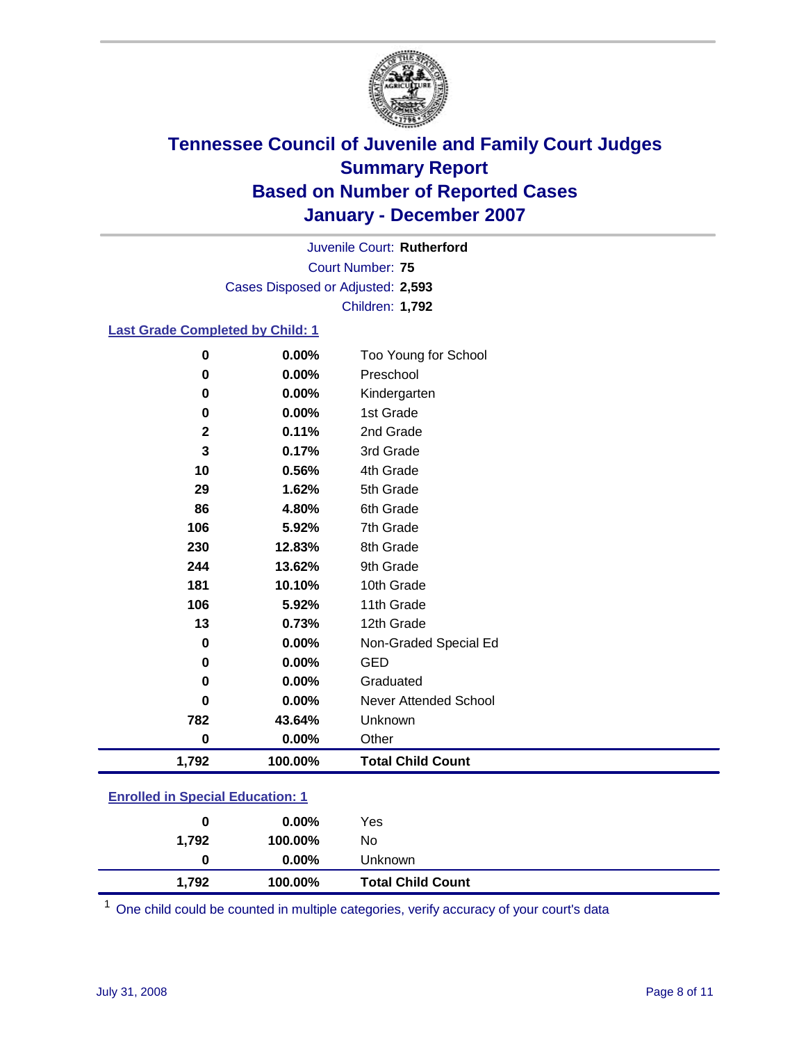# Tennessee Council of Juvenile and Family Court Judges
## Summary Report
## Based on Number of Reported Cases
## January - December 2007

Juvenile Court: **Rutherford**

Court Number: **75**

Cases Disposed or Adjusted: **2,593**

Children: **1,792**

### Last Grade Completed by Child: 1

| | | |
|---|---|---|
| 0 | 0.00% | Too Young for School |
| 0 | 0.00% | Preschool |
| 0 | 0.00% | Kindergarten |
| 0 | 0.00% | 1st Grade |
| 2 | 0.11% | 2nd Grade |
| 3 | 0.17% | 3rd Grade |
| 10 | 0.56% | 4th Grade |
| 29 | 1.62% | 5th Grade |
| 86 | 4.80% | 6th Grade |
| 106 | 5.92% | 7th Grade |
| 230 | 12.83% | 8th Grade |
| 244 | 13.62% | 9th Grade |
| 181 | 10.10% | 10th Grade |
| 106 | 5.92% | 11th Grade |
| 13 | 0.73% | 12th Grade |
| 0 | 0.00% | Non-Graded Special Ed |
| 0 | 0.00% | GED |
| 0 | 0.00% | Graduated |
| 0 | 0.00% | Never Attended School |
| 782 | 43.64% | Unknown |
| 0 | 0.00% | Other |
| **1,792** | **100.00%** | **Total Child Count** |

### Enrolled in Special Education: 1

| | | |
|---|---|---|
| 0 | 0.00% | Yes |
| 1,792 | 100.00% | No |
| 0 | 0.00% | Unknown |
| **1,792** | **100.00%** | **Total Child Count** |

[1] One child could be counted in multiple categories, verify accuracy of your court's data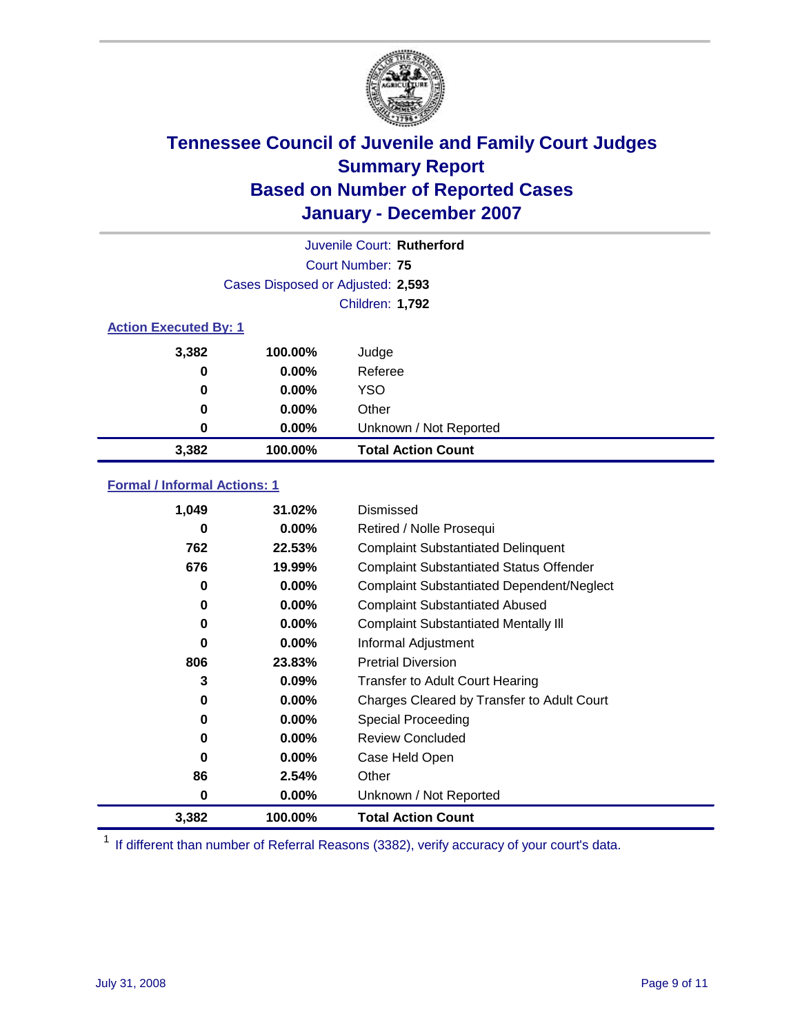# Tennessee Council of Juvenile and Family Court Judges
## Summary Report
## Based on Number of Reported Cases
## January - December 2007

Juvenile Court: **Rutherford**
Court Number: **75**
Cases Disposed or Adjusted: **2,593**
Children: **1,792**

### Action Executed By: 1

| | | |
|---|---|---|
| 3,382 | 100.00% | Judge |
| 0 | 0.00% | Referee |
| 0 | 0.00% | YSO |
| 0 | 0.00% | Other |
| 0 | 0.00% | Unknown / Not Reported |
| **3,382** | **100.00%** | **Total Action Count** |

### Formal / Informal Actions: 1

| | | |
|---|---|---|
| 1,049 | 31.02% | Dismissed |
| 0 | 0.00% | Retired / Nolle Prosequi |
| 762 | 22.53% | Complaint Substantiated Delinquent |
| 676 | 19.99% | Complaint Substantiated Status Offender |
| 0 | 0.00% | Complaint Substantiated Dependent/Neglect |
| 0 | 0.00% | Complaint Substantiated Abused |
| 0 | 0.00% | Complaint Substantiated Mentally Ill |
| 0 | 0.00% | Informal Adjustment |
| 806 | 23.83% | Pretrial Diversion |
| 3 | 0.09% | Transfer to Adult Court Hearing |
| 0 | 0.00% | Charges Cleared by Transfer to Adult Court |
| 0 | 0.00% | Special Proceeding |
| 0 | 0.00% | Review Concluded |
| 0 | 0.00% | Case Held Open |
| 86 | 2.54% | Other |
| 0 | 0.00% | Unknown / Not Reported |
| **3,382** | **100.00%** | **Total Action Count** |

[1] If different than number of Referral Reasons (3382), verify accuracy of your court's data.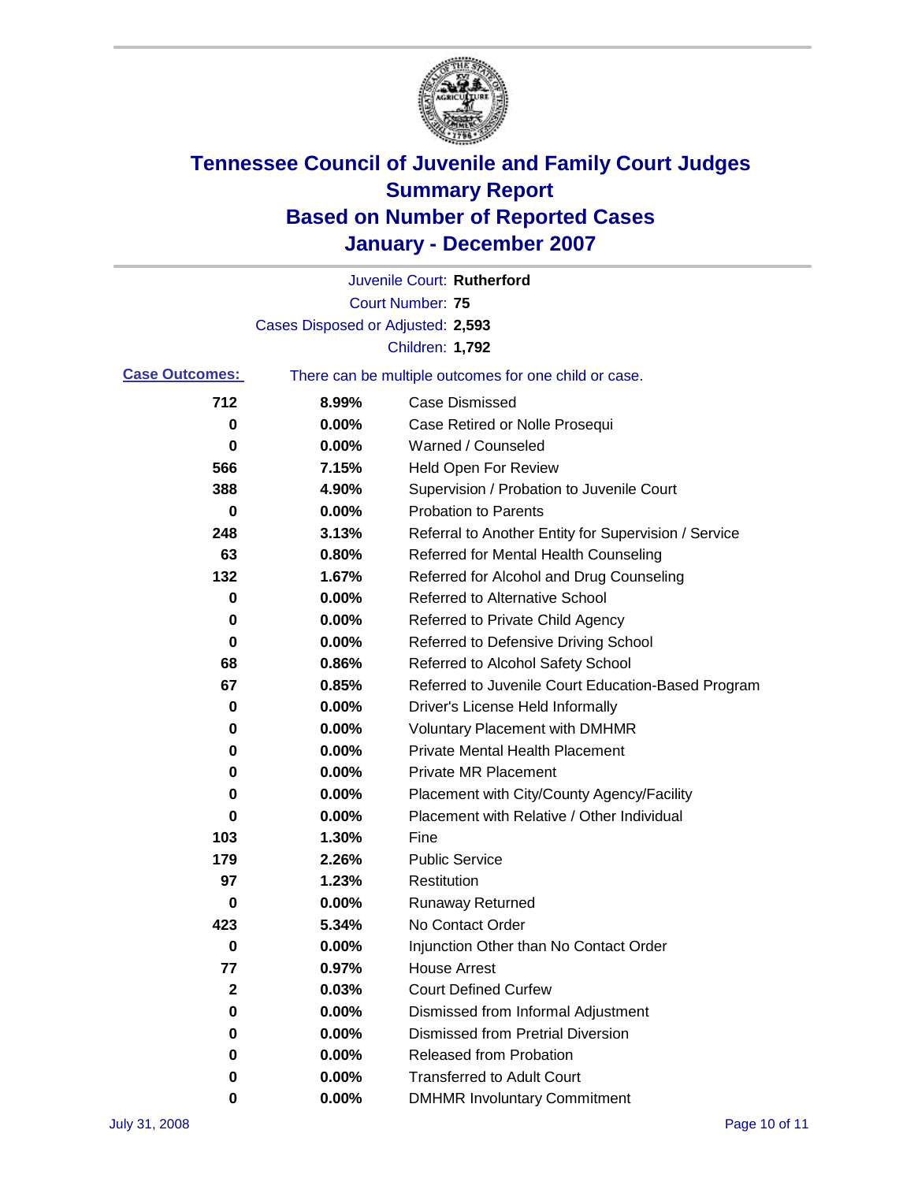# Tennessee Council of Juvenile and Family Court Judges
## Summary Report
## Based on Number of Reported Cases
## January - December 2007

Juvenile Court: **Rutherford**
Court Number: **75**
Cases Disposed or Adjusted: **2,593**
Children: **1,792**

**Case Outcomes:** There can be multiple outcomes for one child or case.

| Count | Percent | Outcome |
|---|---|---|
| 712 | 8.99% | Case Dismissed |
| 0 | 0.00% | Case Retired or Nolle Prosequi |
| 0 | 0.00% | Warned / Counseled |
| 566 | 7.15% | Held Open For Review |
| 388 | 4.90% | Supervision / Probation to Juvenile Court |
| 0 | 0.00% | Probation to Parents |
| 248 | 3.13% | Referral to Another Entity for Supervision / Service |
| 63 | 0.80% | Referred for Mental Health Counseling |
| 132 | 1.67% | Referred for Alcohol and Drug Counseling |
| 0 | 0.00% | Referred to Alternative School |
| 0 | 0.00% | Referred to Private Child Agency |
| 0 | 0.00% | Referred to Defensive Driving School |
| 68 | 0.86% | Referred to Alcohol Safety School |
| 67 | 0.85% | Referred to Juvenile Court Education-Based Program |
| 0 | 0.00% | Driver's License Held Informally |
| 0 | 0.00% | Voluntary Placement with DMHMR |
| 0 | 0.00% | Private Mental Health Placement |
| 0 | 0.00% | Private MR Placement |
| 0 | 0.00% | Placement with City/County Agency/Facility |
| 0 | 0.00% | Placement with Relative / Other Individual |
| 103 | 1.30% | Fine |
| 179 | 2.26% | Public Service |
| 97 | 1.23% | Restitution |
| 0 | 0.00% | Runaway Returned |
| 423 | 5.34% | No Contact Order |
| 0 | 0.00% | Injunction Other than No Contact Order |
| 77 | 0.97% | House Arrest |
| 2 | 0.03% | Court Defined Curfew |
| 0 | 0.00% | Dismissed from Informal Adjustment |
| 0 | 0.00% | Dismissed from Pretrial Diversion |
| 0 | 0.00% | Released from Probation |
| 0 | 0.00% | Transferred to Adult Court |
| 0 | 0.00% | DMHMR Involuntary Commitment |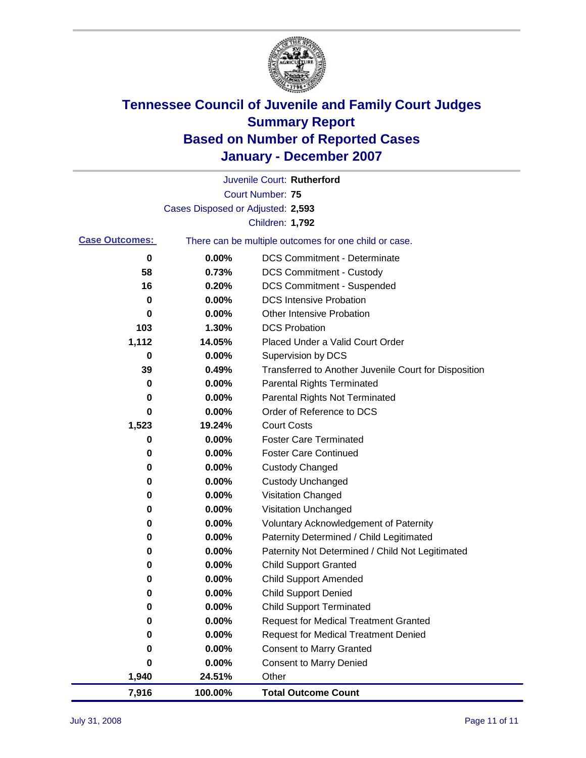# Tennessee Council of Juvenile and Family Court Judges
# Summary Report
# Based on Number of Reported Cases
# January - December 2007

Juvenile Court: **Rutherford**

Court Number: **75**

Cases Disposed or Adjusted: **2,593**

Children: **1,792**

**Case Outcomes:** There can be multiple outcomes for one child or case.

| | | |
|---|---|---|
| 0 | 0.00% | DCS Commitment - Determinate |
| 58 | 0.73% | DCS Commitment - Custody |
| 16 | 0.20% | DCS Commitment - Suspended |
| 0 | 0.00% | DCS Intensive Probation |
| 0 | 0.00% | Other Intensive Probation |
| 103 | 1.30% | DCS Probation |
| 1,112 | 14.05% | Placed Under a Valid Court Order |
| 0 | 0.00% | Supervision by DCS |
| 39 | 0.49% | Transferred to Another Juvenile Court for Disposition |
| 0 | 0.00% | Parental Rights Terminated |
| 0 | 0.00% | Parental Rights Not Terminated |
| 0 | 0.00% | Order of Reference to DCS |
| 1,523 | 19.24% | Court Costs |
| 0 | 0.00% | Foster Care Terminated |
| 0 | 0.00% | Foster Care Continued |
| 0 | 0.00% | Custody Changed |
| 0 | 0.00% | Custody Unchanged |
| 0 | 0.00% | Visitation Changed |
| 0 | 0.00% | Visitation Unchanged |
| 0 | 0.00% | Voluntary Acknowledgement of Paternity |
| 0 | 0.00% | Paternity Determined / Child Legitimated |
| 0 | 0.00% | Paternity Not Determined / Child Not Legitimated |
| 0 | 0.00% | Child Support Granted |
| 0 | 0.00% | Child Support Amended |
| 0 | 0.00% | Child Support Denied |
| 0 | 0.00% | Child Support Terminated |
| 0 | 0.00% | Request for Medical Treatment Granted |
| 0 | 0.00% | Request for Medical Treatment Denied |
| 0 | 0.00% | Consent to Marry Granted |
| 0 | 0.00% | Consent to Marry Denied |
| 1,940 | 24.51% | Other |
| **7,916** | **100.00%** | **Total Outcome Count** |

July 31, 2008